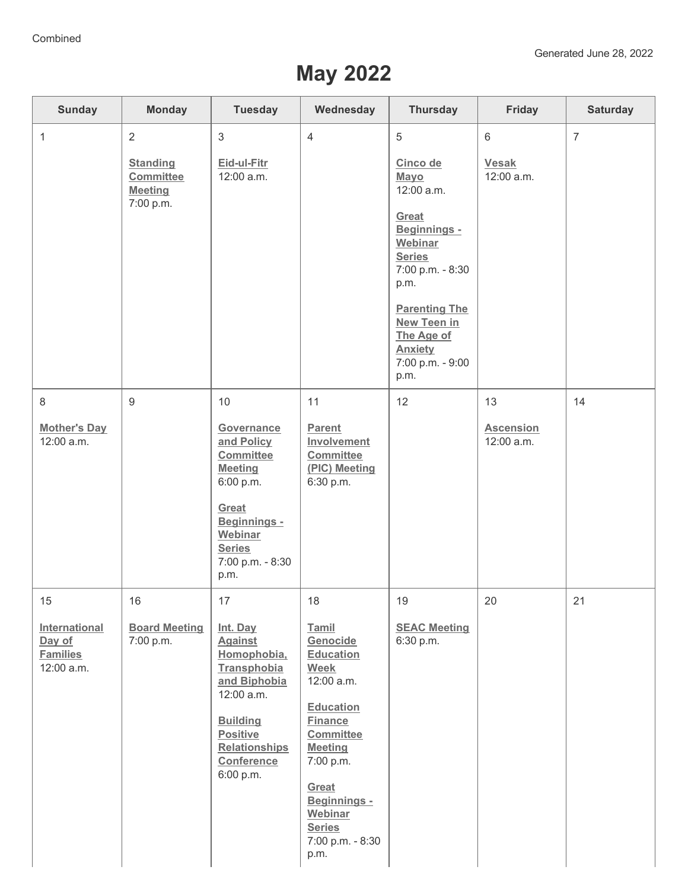Combined

Generated June 28, 2022

# May 2022

| Sunday | Monday | Tuesday | Wednesday | Thursday | Friday | Saturday |
|---|---|---|---|---|---|---|
| 1 | 2<br><br>**Standing Committee Meeting**<br>7:00 p.m. | 3<br><br>**Eid-ul-Fitr**<br>12:00 a.m. | 4 | 5<br><br>**Cinco de Mayo**<br>12:00 a.m.<br><br>**Great Beginnings - Webinar Series**<br>7:00 p.m. - 8:30 p.m.<br><br>**Parenting The New Teen in The Age of Anxiety**<br>7:00 p.m. - 9:00 p.m. | 6<br><br>**Vesak**<br>12:00 a.m. | 7 |
| 8<br><br>**Mother's Day**<br>12:00 a.m. | 9 | 10<br><br>**Governance and Policy Committee Meeting**<br>6:00 p.m.<br><br>**Great Beginnings - Webinar Series**<br>7:00 p.m. - 8:30 p.m. | 11<br><br>**Parent Involvement Committee (PIC) Meeting**<br>6:30 p.m. | 12 | 13<br><br>**Ascension**<br>12:00 a.m. | 14 |
| 15<br><br>**International Day of Families**<br>12:00 a.m. | 16<br><br>**Board Meeting**<br>7:00 p.m. | 17<br><br>**Int. Day Against Homophobia, Transphobia and Biphobia**<br>12:00 a.m.<br><br>**Building Positive Relationships Conference**<br>6:00 p.m. | 18<br><br>**Tamil Genocide Education Week**<br>12:00 a.m.<br><br>**Education Finance Committee Meeting**<br>7:00 p.m.<br><br>**Great Beginnings - Webinar Series**<br>7:00 p.m. - 8:30 p.m. | 19<br><br>**SEAC Meeting**<br>6:30 p.m. | 20 | 21 |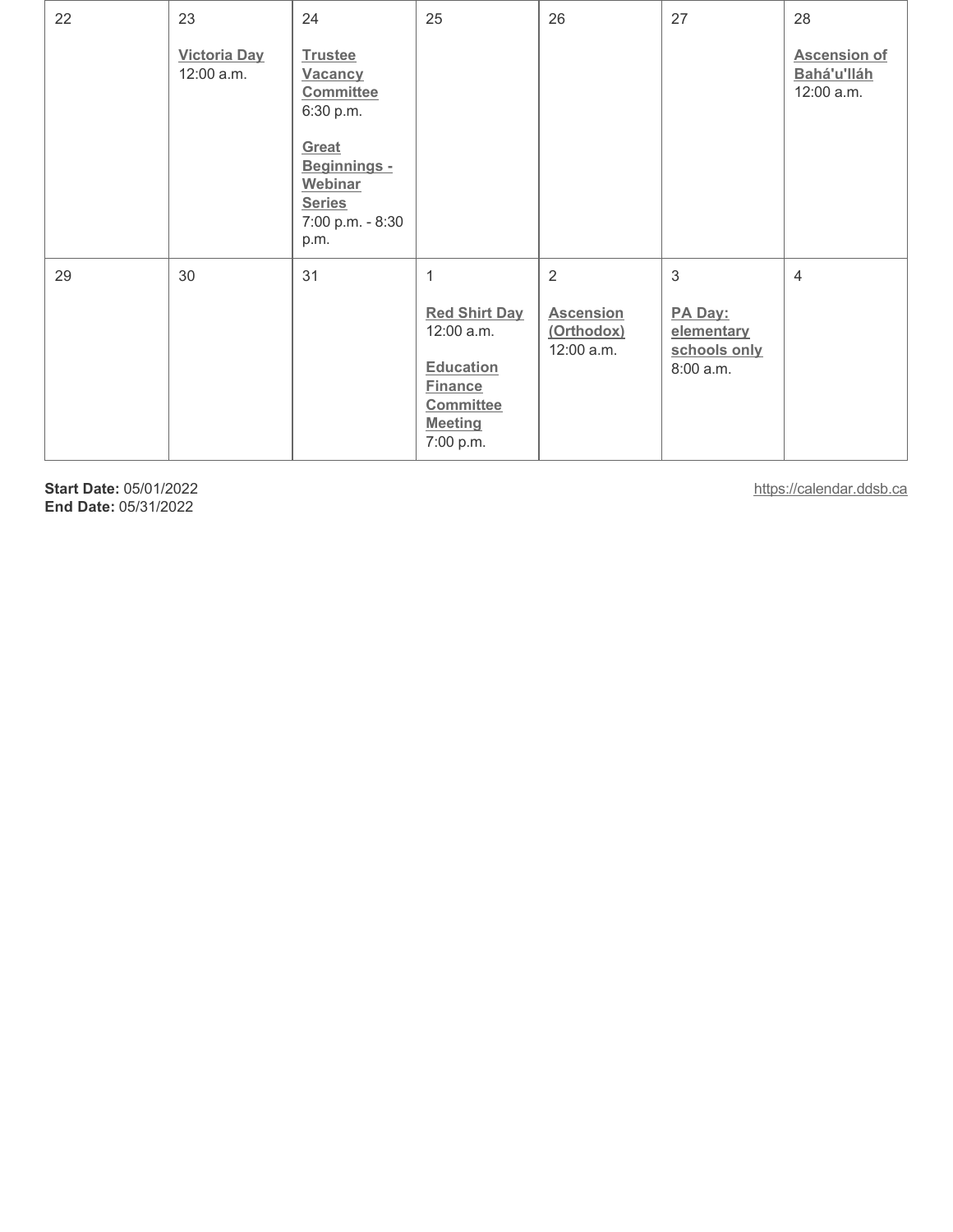| | | | | | | |
|---|---|---|---|---|---|---|
| 22 | 23<br><br>**Victoria Day**<br>12:00 a.m. | 24<br><br>**Trustee Vacancy Committee**<br>6:30 p.m.<br><br>**Great Beginnings - Webinar Series**<br>7:00 p.m. - 8:30 p.m. | 25 | 26 | 27 | 28<br><br>**Ascension of Bahá'u'lláh**<br>12:00 a.m. |
| 29 | 30 | 31 | 1<br><br>**Red Shirt Day**<br>12:00 a.m.<br><br>**Education Finance Committee Meeting**<br>7:00 p.m. | 2<br><br>**Ascension (Orthodox)**<br>12:00 a.m. | 3<br><br>**PA Day: elementary schools only**<br>8:00 a.m. | 4 |

**Start Date:** 05/01/2022
**End Date:** 05/31/2022

https://calendar.ddsb.ca